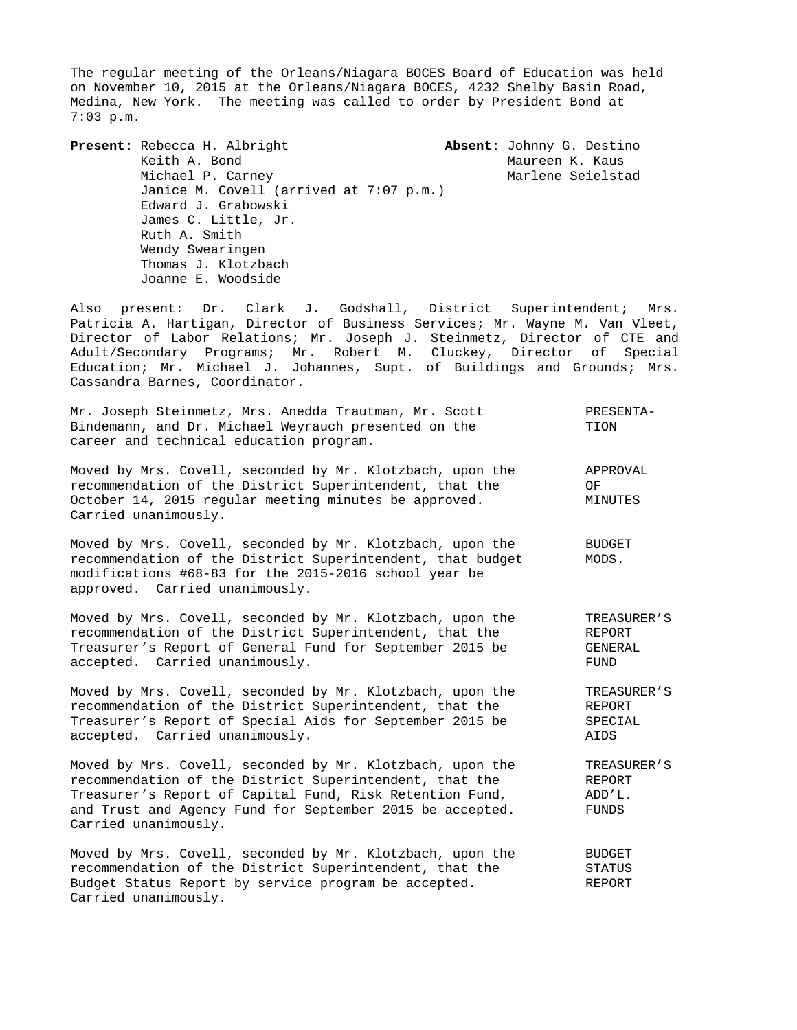The regular meeting of the Orleans/Niagara BOCES Board of Education was held on November 10, 2015 at the Orleans/Niagara BOCES, 4232 Shelby Basin Road, Medina, New York. The meeting was called to order by President Bond at 7:03 p.m.

| **Present:** | **Absent:** |
|---|---|
| Rebecca H. Albright | Johnny G. Destino |
| Keith A. Bond | Maureen K. Kaus |
| Michael P. Carney | Marlene Seielstad |
| Janice M. Covell (arrived at 7:07 p.m.) | |
| Edward J. Grabowski | |
| James C. Little, Jr. | |
| Ruth A. Smith | |
| Wendy Swearingen | |
| Thomas J. Klotzbach | |
| Joanne E. Woodside | |

Also present: Dr. Clark J. Godshall, District Superintendent; Mrs. Patricia A. Hartigan, Director of Business Services; Mr. Wayne M. Van Vleet, Director of Labor Relations; Mr. Joseph J. Steinmetz, Director of CTE and Adult/Secondary Programs; Mr. Robert M. Cluckey, Director of Special Education; Mr. Michael J. Johannes, Supt. of Buildings and Grounds; Mrs. Cassandra Barnes, Coordinator.

**PRESENTATION**

Mr. Joseph Steinmetz, Mrs. Anedda Trautman, Mr. Scott Bindemann, and Dr. Michael Weyrauch presented on the career and technical education program.

**APPROVAL OF MINUTES**

Moved by Mrs. Covell, seconded by Mr. Klotzbach, upon the recommendation of the District Superintendent, that the October 14, 2015 regular meeting minutes be approved. Carried unanimously.

**BUDGET MODS.**

Moved by Mrs. Covell, seconded by Mr. Klotzbach, upon the recommendation of the District Superintendent, that budget modifications #68-83 for the 2015-2016 school year be approved. Carried unanimously.

**TREASURER'S REPORT GENERAL FUND**

Moved by Mrs. Covell, seconded by Mr. Klotzbach, upon the recommendation of the District Superintendent, that the Treasurer's Report of General Fund for September 2015 be accepted. Carried unanimously.

**TREASURER'S REPORT SPECIAL AIDS**

Moved by Mrs. Covell, seconded by Mr. Klotzbach, upon the recommendation of the District Superintendent, that the Treasurer's Report of Special Aids for September 2015 be accepted. Carried unanimously.

**TREASURER'S REPORT ADD'L. FUNDS**

Moved by Mrs. Covell, seconded by Mr. Klotzbach, upon the recommendation of the District Superintendent, that the Treasurer's Report of Capital Fund, Risk Retention Fund, and Trust and Agency Fund for September 2015 be accepted. Carried unanimously.

**BUDGET STATUS REPORT**

Moved by Mrs. Covell, seconded by Mr. Klotzbach, upon the recommendation of the District Superintendent, that the Budget Status Report by service program be accepted. Carried unanimously.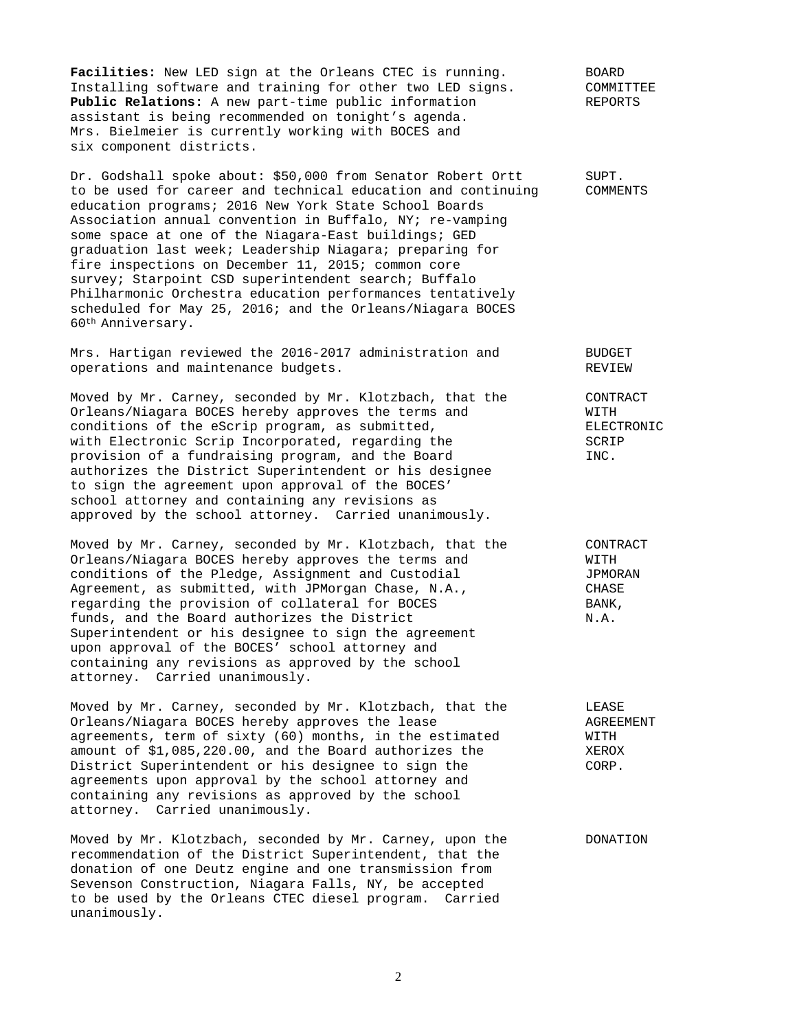**Facilities:** New LED sign at the Orleans CTEC is running. Installing software and training for other two LED signs. **Public Relations:** A new part-time public information assistant is being recommended on tonight's agenda. Mrs. Bielmeier is currently working with BOCES and six component districts.

BOARD COMMITTEE REPORTS

Dr. Godshall spoke about: $50,000 from Senator Robert Ortt to be used for career and technical education and continuing education programs; 2016 New York State School Boards Association annual convention in Buffalo, NY; re-vamping some space at one of the Niagara-East buildings; GED graduation last week; Leadership Niagara; preparing for fire inspections on December 11, 2015; common core survey; Starpoint CSD superintendent search; Buffalo Philharmonic Orchestra education performances tentatively scheduled for May 25, 2016; and the Orleans/Niagara BOCES 60th Anniversary.

SUPT. COMMENTS

Mrs. Hartigan reviewed the 2016-2017 administration and operations and maintenance budgets.

BUDGET REVIEW

Moved by Mr. Carney, seconded by Mr. Klotzbach, that the Orleans/Niagara BOCES hereby approves the terms and conditions of the eScrip program, as submitted, with Electronic Scrip Incorporated, regarding the provision of a fundraising program, and the Board authorizes the District Superintendent or his designee to sign the agreement upon approval of the BOCES' school attorney and containing any revisions as approved by the school attorney. Carried unanimously.

CONTRACT WITH ELECTRONIC SCRIP INC.

Moved by Mr. Carney, seconded by Mr. Klotzbach, that the Orleans/Niagara BOCES hereby approves the terms and conditions of the Pledge, Assignment and Custodial Agreement, as submitted, with JPMorgan Chase, N.A., regarding the provision of collateral for BOCES funds, and the Board authorizes the District Superintendent or his designee to sign the agreement upon approval of the BOCES' school attorney and containing any revisions as approved by the school attorney. Carried unanimously.

CONTRACT WITH JPMORAN CHASE BANK, N.A.

Moved by Mr. Carney, seconded by Mr. Klotzbach, that the Orleans/Niagara BOCES hereby approves the lease agreements, term of sixty (60) months, in the estimated amount of $1,085,220.00, and the Board authorizes the District Superintendent or his designee to sign the agreements upon approval by the school attorney and containing any revisions as approved by the school attorney. Carried unanimously.

LEASE AGREEMENT WITH XEROX CORP.

Moved by Mr. Klotzbach, seconded by Mr. Carney, upon the recommendation of the District Superintendent, that the donation of one Deutz engine and one transmission from Sevenson Construction, Niagara Falls, NY, be accepted to be used by the Orleans CTEC diesel program. Carried unanimously.

DONATION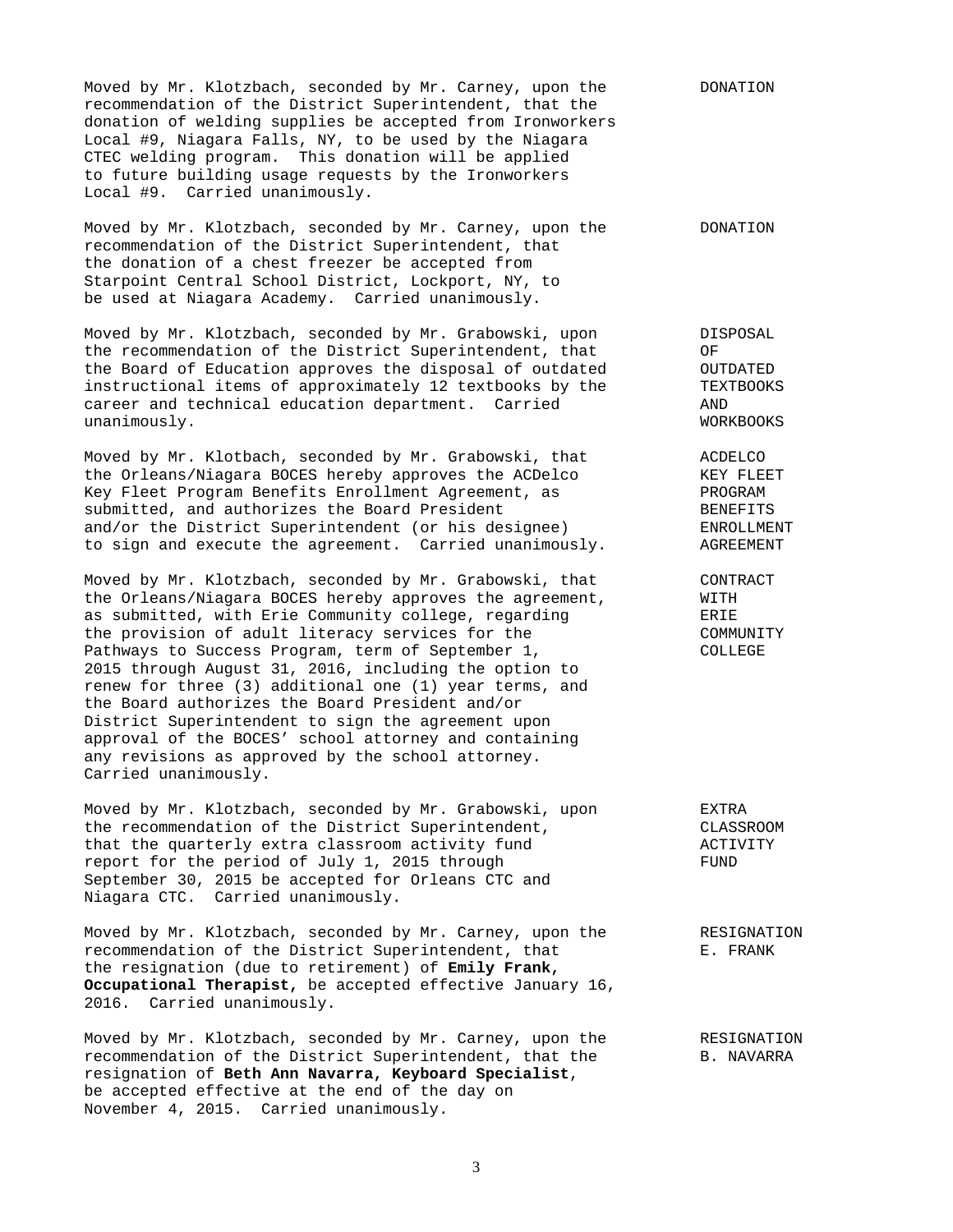Moved by Mr. Klotzbach, seconded by Mr. Carney, upon the recommendation of the District Superintendent, that the donation of welding supplies be accepted from Ironworkers Local #9, Niagara Falls, NY, to be used by the Niagara CTEC welding program. This donation will be applied to future building usage requests by the Ironworkers Local #9. Carried unanimously.

DONATION

Moved by Mr. Klotzbach, seconded by Mr. Carney, upon the recommendation of the District Superintendent, that the donation of a chest freezer be accepted from Starpoint Central School District, Lockport, NY, to be used at Niagara Academy. Carried unanimously.

DONATION

Moved by Mr. Klotzbach, seconded by Mr. Grabowski, upon the recommendation of the District Superintendent, that the Board of Education approves the disposal of outdated instructional items of approximately 12 textbooks by the career and technical education department. Carried unanimously.

DISPOSAL OF OUTDATED TEXTBOOKS AND WORKBOOKS

Moved by Mr. Klotbach, seconded by Mr. Grabowski, that the Orleans/Niagara BOCES hereby approves the ACDelco Key Fleet Program Benefits Enrollment Agreement, as submitted, and authorizes the Board President and/or the District Superintendent (or his designee) to sign and execute the agreement. Carried unanimously.

ACDELCO KEY FLEET PROGRAM BENEFITS ENROLLMENT AGREEMENT

Moved by Mr. Klotzbach, seconded by Mr. Grabowski, that the Orleans/Niagara BOCES hereby approves the agreement, as submitted, with Erie Community college, regarding the provision of adult literacy services for the Pathways to Success Program, term of September 1, 2015 through August 31, 2016, including the option to renew for three (3) additional one (1) year terms, and the Board authorizes the Board President and/or District Superintendent to sign the agreement upon approval of the BOCES' school attorney and containing any revisions as approved by the school attorney. Carried unanimously.

CONTRACT WITH ERIE COMMUNITY COLLEGE

Moved by Mr. Klotzbach, seconded by Mr. Grabowski, upon the recommendation of the District Superintendent, that the quarterly extra classroom activity fund report for the period of July 1, 2015 through September 30, 2015 be accepted for Orleans CTC and Niagara CTC. Carried unanimously.

EXTRA CLASSROOM ACTIVITY FUND

Moved by Mr. Klotzbach, seconded by Mr. Carney, upon the recommendation of the District Superintendent, that the resignation (due to retirement) of **Emily Frank, Occupational Therapist,** be accepted effective January 16, 2016. Carried unanimously.

RESIGNATION E. FRANK

Moved by Mr. Klotzbach, seconded by Mr. Carney, upon the recommendation of the District Superintendent, that the resignation of **Beth Ann Navarra, Keyboard Specialist**, be accepted effective at the end of the day on November 4, 2015. Carried unanimously.

RESIGNATION B. NAVARRA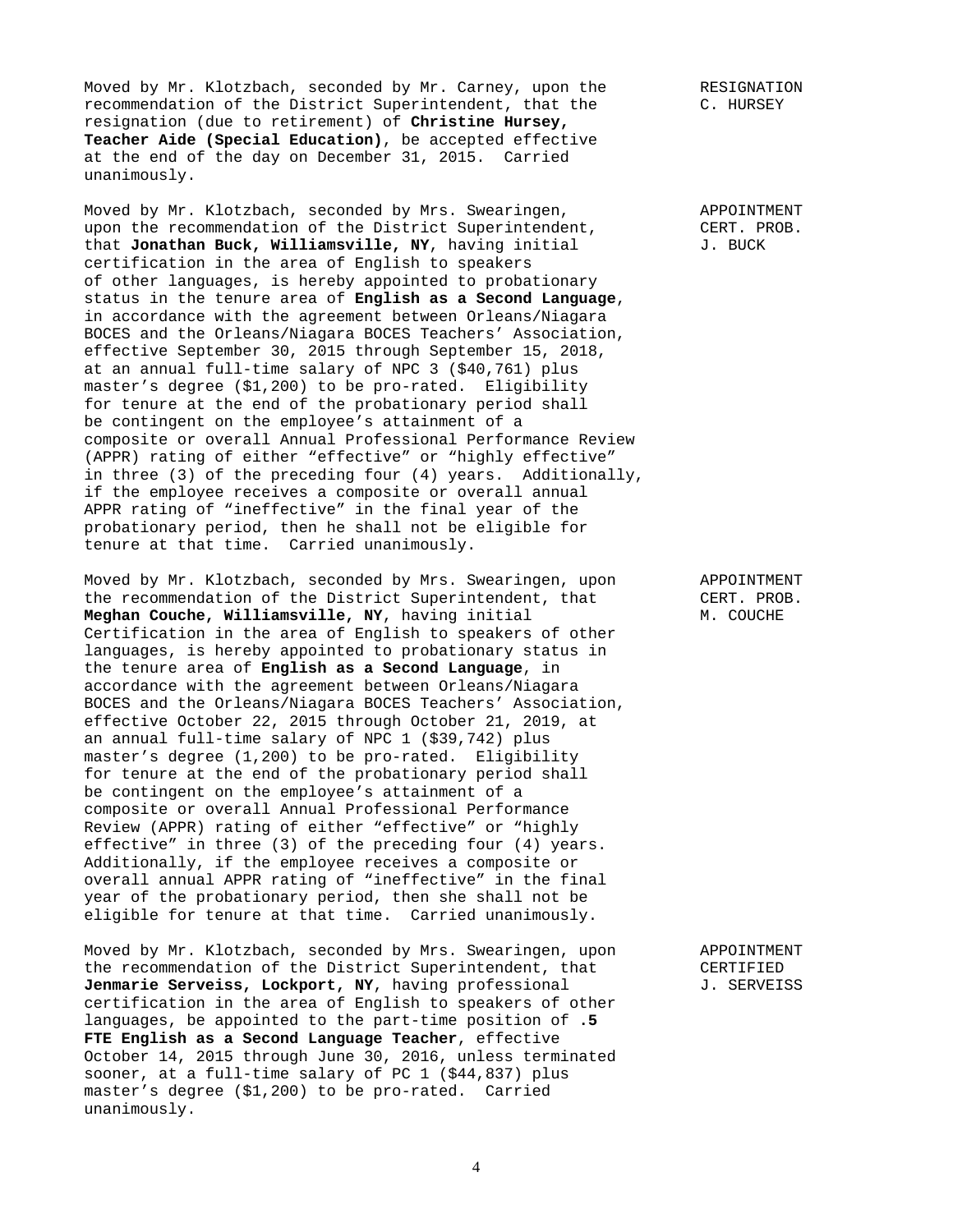Moved by Mr. Klotzbach, seconded by Mr. Carney, upon the recommendation of the District Superintendent, that the resignation (due to retirement) of **Christine Hursey, Teacher Aide (Special Education)**, be accepted effective at the end of the day on December 31, 2015. Carried unanimously.

RESIGNATION
C. HURSEY

Moved by Mr. Klotzbach, seconded by Mrs. Swearingen, upon the recommendation of the District Superintendent, that **Jonathan Buck, Williamsville, NY**, having initial certification in the area of English to speakers of other languages, is hereby appointed to probationary status in the tenure area of **English as a Second Language**, in accordance with the agreement between Orleans/Niagara BOCES and the Orleans/Niagara BOCES Teachers' Association, effective September 30, 2015 through September 15, 2018, at an annual full-time salary of NPC 3 ($40,761) plus master's degree ($1,200) to be pro-rated. Eligibility for tenure at the end of the probationary period shall be contingent on the employee's attainment of a composite or overall Annual Professional Performance Review (APPR) rating of either "effective" or "highly effective" in three (3) of the preceding four (4) years. Additionally, if the employee receives a composite or overall annual APPR rating of "ineffective" in the final year of the probationary period, then he shall not be eligible for tenure at that time. Carried unanimously.

APPOINTMENT
CERT. PROB.
J. BUCK

Moved by Mr. Klotzbach, seconded by Mrs. Swearingen, upon the recommendation of the District Superintendent, that **Meghan Couche, Williamsville, NY**, having initial Certification in the area of English to speakers of other languages, is hereby appointed to probationary status in the tenure area of **English as a Second Language**, in accordance with the agreement between Orleans/Niagara BOCES and the Orleans/Niagara BOCES Teachers' Association, effective October 22, 2015 through October 21, 2019, at an annual full-time salary of NPC 1 ($39,742) plus master's degree (1,200) to be pro-rated. Eligibility for tenure at the end of the probationary period shall be contingent on the employee's attainment of a composite or overall Annual Professional Performance Review (APPR) rating of either "effective" or "highly effective" in three (3) of the preceding four (4) years. Additionally, if the employee receives a composite or overall annual APPR rating of "ineffective" in the final year of the probationary period, then she shall not be eligible for tenure at that time. Carried unanimously.

APPOINTMENT
CERT. PROB.
M. COUCHE

Moved by Mr. Klotzbach, seconded by Mrs. Swearingen, upon the recommendation of the District Superintendent, that **Jenmarie Serveiss, Lockport, NY**, having professional certification in the area of English to speakers of other languages, be appointed to the part-time position of **.5 FTE English as a Second Language Teacher**, effective October 14, 2015 through June 30, 2016, unless terminated sooner, at a full-time salary of PC 1 ($44,837) plus master's degree ($1,200) to be pro-rated. Carried unanimously.

APPOINTMENT
CERTIFIED
J. SERVEISS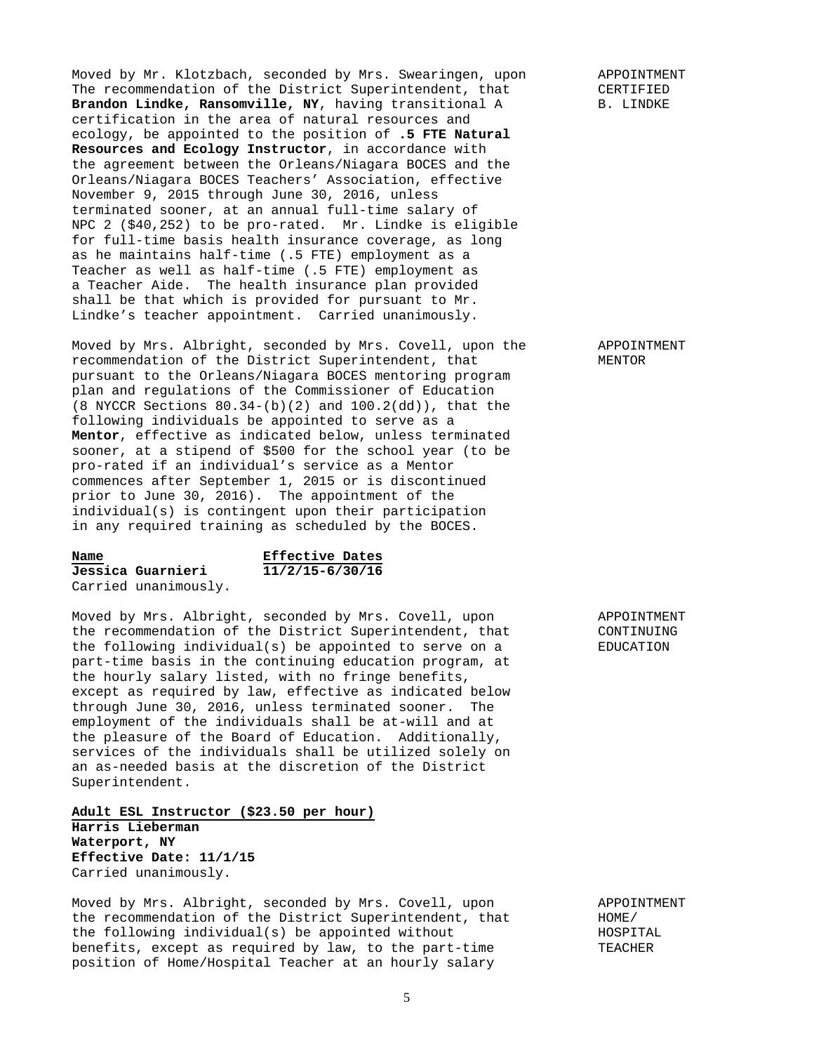Moved by Mr. Klotzbach, seconded by Mrs. Swearingen, upon The recommendation of the District Superintendent, that **Brandon Lindke, Ransomville, NY**, having transitional A certification in the area of natural resources and ecology, be appointed to the position of **.5 FTE Natural Resources and Ecology Instructor**, in accordance with the agreement between the Orleans/Niagara BOCES and the Orleans/Niagara BOCES Teachers' Association, effective November 9, 2015 through June 30, 2016, unless terminated sooner, at an annual full-time salary of NPC 2 ($40,252) to be pro-rated. Mr. Lindke is eligible for full-time basis health insurance coverage, as long as he maintains half-time (.5 FTE) employment as a Teacher as well as half-time (.5 FTE) employment as a Teacher Aide. The health insurance plan provided shall be that which is provided for pursuant to Mr. Lindke's teacher appointment. Carried unanimously.

APPOINTMENT CERTIFIED B. LINDKE

Moved by Mrs. Albright, seconded by Mrs. Covell, upon the recommendation of the District Superintendent, that pursuant to the Orleans/Niagara BOCES mentoring program plan and regulations of the Commissioner of Education (8 NYCCR Sections 80.34-(b)(2) and 100.2(dd)), that the following individuals be appointed to serve as a **Mentor**, effective as indicated below, unless terminated sooner, at a stipend of $500 for the school year (to be pro-rated if an individual's service as a Mentor commences after September 1, 2015 or is discontinued prior to June 30, 2016). The appointment of the individual(s) is contingent upon their participation in any required training as scheduled by the BOCES.

APPOINTMENT MENTOR

| **Name** | **Effective Dates** |
|---|---|
| **Jessica Guarnieri** | **11/2/15-6/30/16** |

Carried unanimously.

Moved by Mrs. Albright, seconded by Mrs. Covell, upon the recommendation of the District Superintendent, that the following individual(s) be appointed to serve on a part-time basis in the continuing education program, at the hourly salary listed, with no fringe benefits, except as required by law, effective as indicated below through June 30, 2016, unless terminated sooner. The employment of the individuals shall be at-will and at the pleasure of the Board of Education. Additionally, services of the individuals shall be utilized solely on an as-needed basis at the discretion of the District Superintendent.

APPOINTMENT CONTINUING EDUCATION

**Adult ESL Instructor ($23.50 per hour)**
**Harris Lieberman**
**Waterport, NY**
**Effective Date: 11/1/15**
Carried unanimously.

Moved by Mrs. Albright, seconded by Mrs. Covell, upon the recommendation of the District Superintendent, that the following individual(s) be appointed without benefits, except as required by law, to the part-time position of Home/Hospital Teacher at an hourly salary

APPOINTMENT HOME/ HOSPITAL TEACHER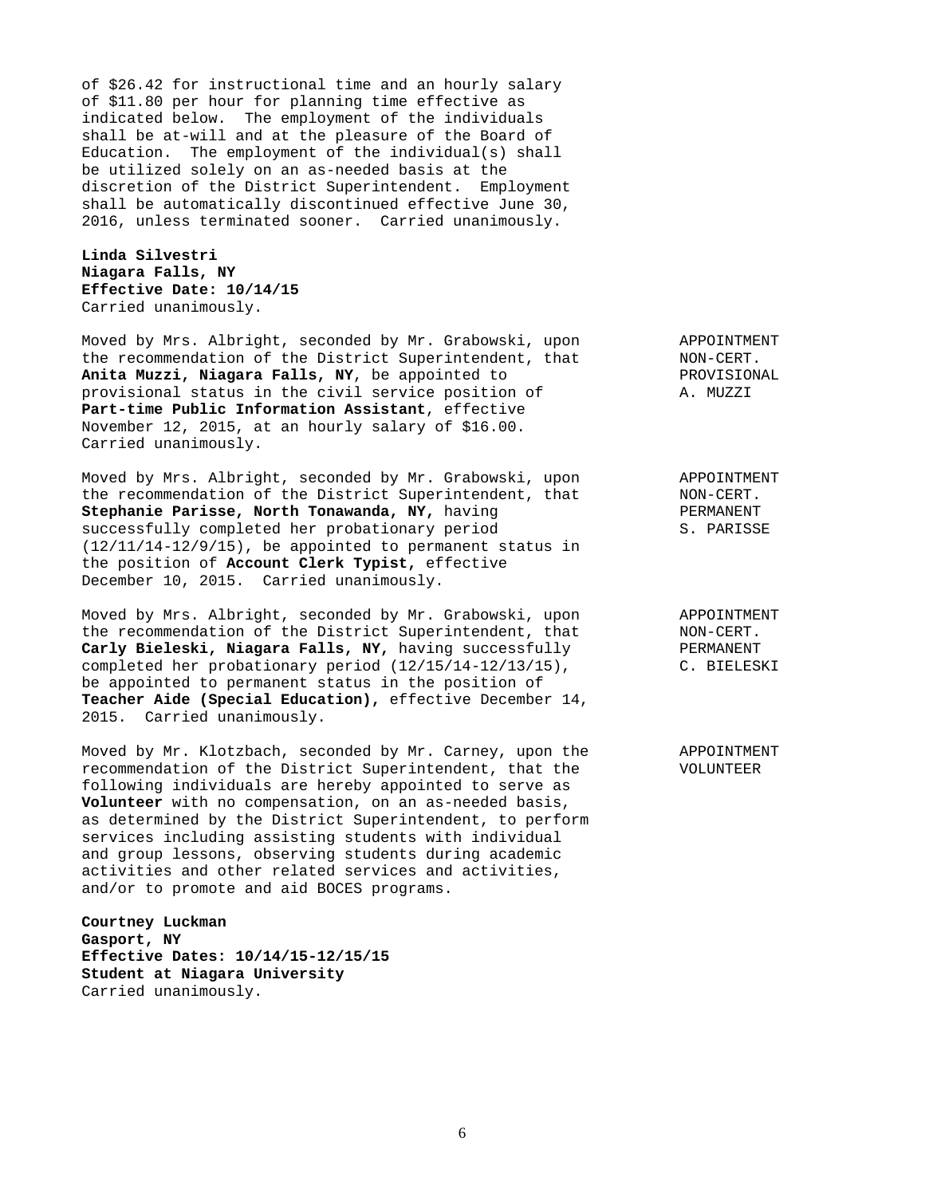of $26.42 for instructional time and an hourly salary of $11.80 per hour for planning time effective as indicated below. The employment of the individuals shall be at-will and at the pleasure of the Board of Education. The employment of the individual(s) shall be utilized solely on an as-needed basis at the discretion of the District Superintendent. Employment shall be automatically discontinued effective June 30, 2016, unless terminated sooner. Carried unanimously.

**Linda Silvestri**
**Niagara Falls, NY**
**Effective Date: 10/14/15**
Carried unanimously.

APPOINTMENT
NON-CERT.
PROVISIONAL
A. MUZZI

Moved by Mrs. Albright, seconded by Mr. Grabowski, upon the recommendation of the District Superintendent, that **Anita Muzzi, Niagara Falls, NY**, be appointed to provisional status in the civil service position of **Part-time Public Information Assistant**, effective November 12, 2015, at an hourly salary of $16.00. Carried unanimously.

APPOINTMENT
NON-CERT.
PERMANENT
S. PARISSE

Moved by Mrs. Albright, seconded by Mr. Grabowski, upon the recommendation of the District Superintendent, that **Stephanie Parisse, North Tonawanda, NY,** having successfully completed her probationary period (12/11/14-12/9/15), be appointed to permanent status in the position of **Account Clerk Typist,** effective December 10, 2015. Carried unanimously.

APPOINTMENT
NON-CERT.
PERMANENT
C. BIELESKI

Moved by Mrs. Albright, seconded by Mr. Grabowski, upon the recommendation of the District Superintendent, that **Carly Bieleski, Niagara Falls, NY,** having successfully completed her probationary period (12/15/14-12/13/15), be appointed to permanent status in the position of **Teacher Aide (Special Education),** effective December 14, 2015. Carried unanimously.

APPOINTMENT
VOLUNTEER

Moved by Mr. Klotzbach, seconded by Mr. Carney, upon the recommendation of the District Superintendent, that the following individuals are hereby appointed to serve as **Volunteer** with no compensation, on an as-needed basis, as determined by the District Superintendent, to perform services including assisting students with individual and group lessons, observing students during academic activities and other related services and activities, and/or to promote and aid BOCES programs.

**Courtney Luckman**
**Gasport, NY**
**Effective Dates: 10/14/15-12/15/15**
**Student at Niagara University**
Carried unanimously.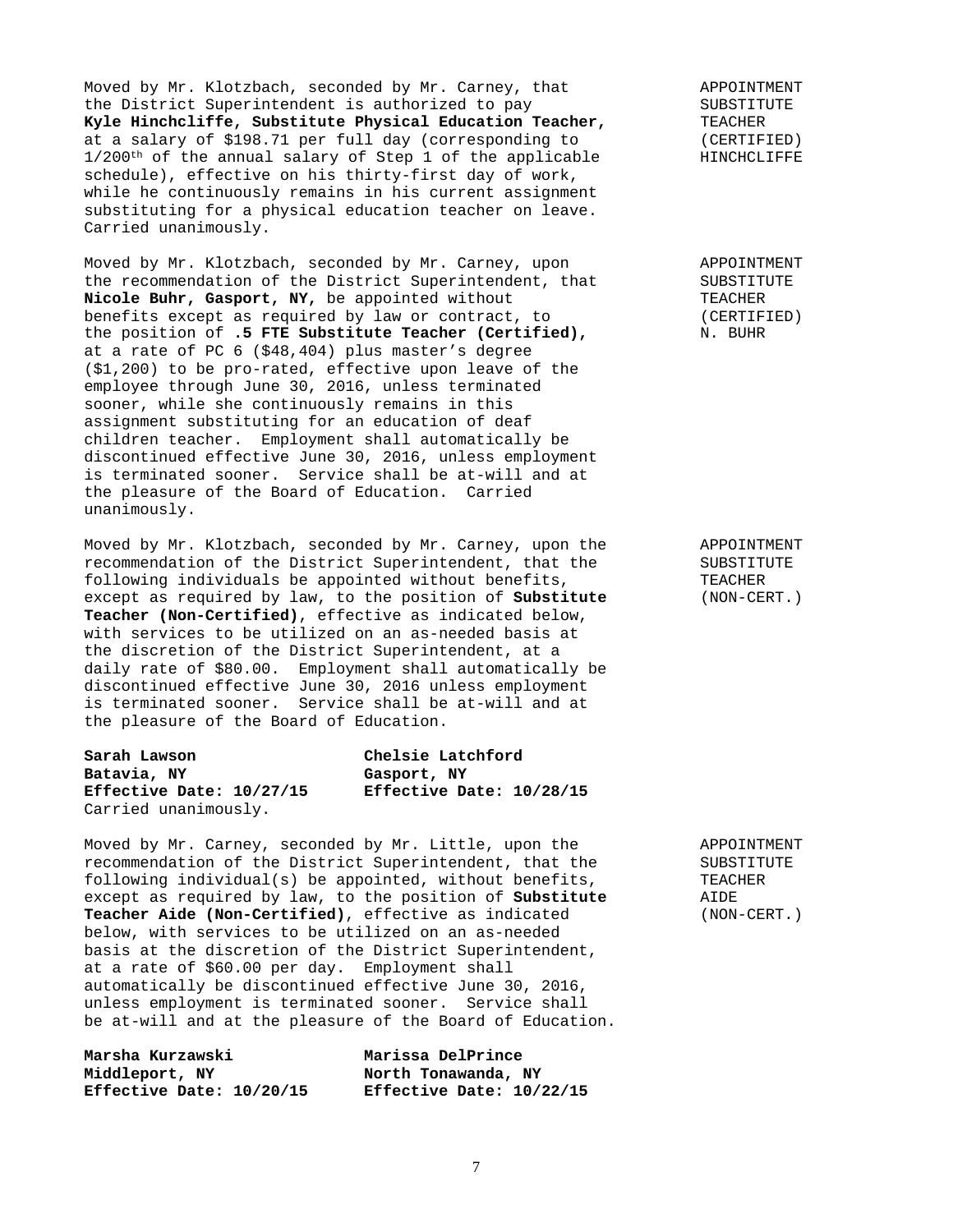APPOINTMENT SUBSTITUTE TEACHER (CERTIFIED) HINCHCLIFFE

Moved by Mr. Klotzbach, seconded by Mr. Carney, that the District Superintendent is authorized to pay **Kyle Hinchcliffe, Substitute Physical Education Teacher,** at a salary of $198.71 per full day (corresponding to 1/200th of the annual salary of Step 1 of the applicable schedule), effective on his thirty-first day of work, while he continuously remains in his current assignment substituting for a physical education teacher on leave. Carried unanimously.

APPOINTMENT SUBSTITUTE TEACHER (CERTIFIED) N. BUHR

Moved by Mr. Klotzbach, seconded by Mr. Carney, upon the recommendation of the District Superintendent, that **Nicole Buhr, Gasport, NY,** be appointed without benefits except as required by law or contract, to the position of **.5 FTE Substitute Teacher (Certified),** at a rate of PC 6 ($48,404) plus master's degree ($1,200) to be pro-rated, effective upon leave of the employee through June 30, 2016, unless terminated sooner, while she continuously remains in this assignment substituting for an education of deaf children teacher. Employment shall automatically be discontinued effective June 30, 2016, unless employment is terminated sooner. Service shall be at-will and at the pleasure of the Board of Education. Carried unanimously.

APPOINTMENT SUBSTITUTE TEACHER (NON-CERT.)

Moved by Mr. Klotzbach, seconded by Mr. Carney, upon the recommendation of the District Superintendent, that the following individuals be appointed without benefits, except as required by law, to the position of **Substitute Teacher (Non-Certified)**, effective as indicated below, with services to be utilized on an as-needed basis at the discretion of the District Superintendent, at a daily rate of $80.00. Employment shall automatically be discontinued effective June 30, 2016 unless employment is terminated sooner. Service shall be at-will and at the pleasure of the Board of Education.

| | |
|---|---|
| **Sarah Lawson** | **Chelsie Latchford** |
| **Batavia, NY** | **Gasport, NY** |
| **Effective Date: 10/27/15** | **Effective Date: 10/28/15** |

Carried unanimously.

APPOINTMENT SUBSTITUTE TEACHER AIDE (NON-CERT.)

Moved by Mr. Carney, seconded by Mr. Little, upon the recommendation of the District Superintendent, that the following individual(s) be appointed, without benefits, except as required by law, to the position of **Substitute Teacher Aide (Non-Certified)**, effective as indicated below, with services to be utilized on an as-needed basis at the discretion of the District Superintendent, at a rate of $60.00 per day. Employment shall automatically be discontinued effective June 30, 2016, unless employment is terminated sooner. Service shall be at-will and at the pleasure of the Board of Education.

| | |
|---|---|
| **Marsha Kurzawski** | **Marissa DelPrince** |
| **Middleport, NY** | **North Tonawanda, NY** |
| **Effective Date: 10/20/15** | **Effective Date: 10/22/15** |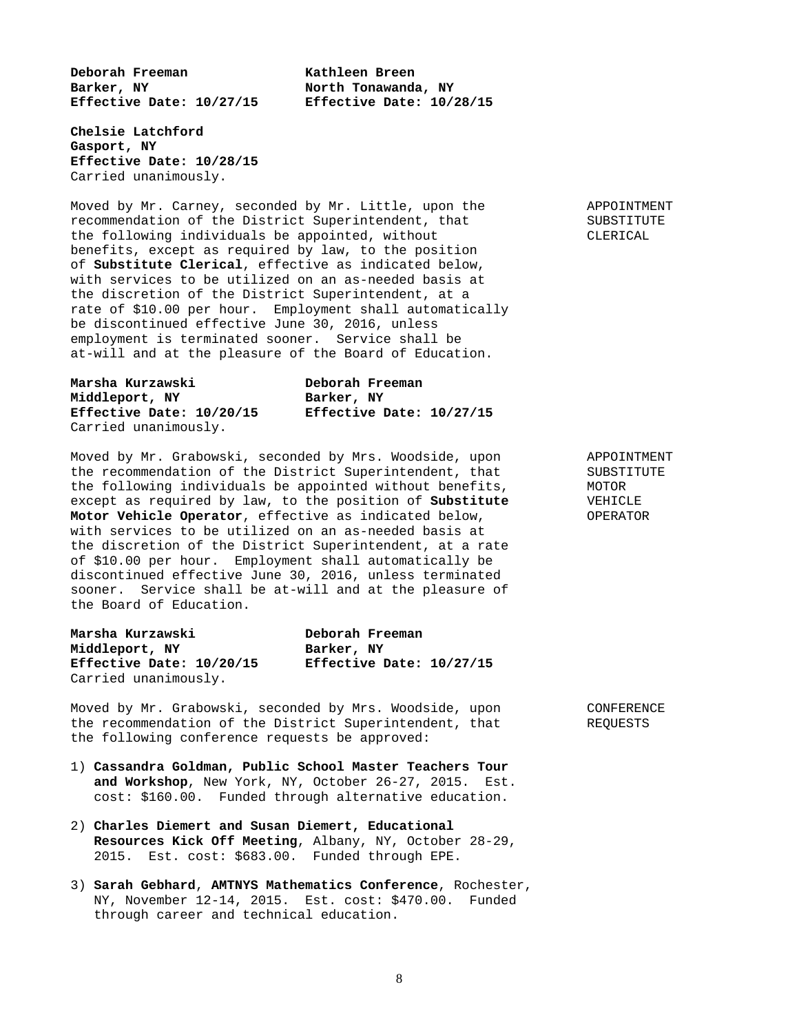**Deborah Freeman**
**Barker, NY**
**Effective Date: 10/27/15**

**Kathleen Breen**
**North Tonawanda, NY**
**Effective Date: 10/28/15**

**Chelsie Latchford**
**Gasport, NY**
**Effective Date: 10/28/15**
Carried unanimously.

APPOINTMENT SUBSTITUTE CLERICAL

Moved by Mr. Carney, seconded by Mr. Little, upon the recommendation of the District Superintendent, that the following individuals be appointed, without benefits, except as required by law, to the position of **Substitute Clerical**, effective as indicated below, with services to be utilized on an as-needed basis at the discretion of the District Superintendent, at a rate of $10.00 per hour. Employment shall automatically be discontinued effective June 30, 2016, unless employment is terminated sooner. Service shall be at-will and at the pleasure of the Board of Education.

**Marsha Kurzawski**
**Middleport, NY**
**Effective Date: 10/20/15**

**Deborah Freeman**
**Barker, NY**
**Effective Date: 10/27/15**
Carried unanimously.

APPOINTMENT SUBSTITUTE MOTOR VEHICLE OPERATOR

Moved by Mr. Grabowski, seconded by Mrs. Woodside, upon the recommendation of the District Superintendent, that the following individuals be appointed without benefits, except as required by law, to the position of **Substitute Motor Vehicle Operator**, effective as indicated below, with services to be utilized on an as-needed basis at the discretion of the District Superintendent, at a rate of $10.00 per hour. Employment shall automatically be discontinued effective June 30, 2016, unless terminated sooner. Service shall be at-will and at the pleasure of the Board of Education.

**Marsha Kurzawski**
**Middleport, NY**
**Effective Date: 10/20/15**

**Deborah Freeman**
**Barker, NY**
**Effective Date: 10/27/15**
Carried unanimously.

CONFERENCE REQUESTS

Moved by Mr. Grabowski, seconded by Mrs. Woodside, upon the recommendation of the District Superintendent, that the following conference requests be approved:

1) **Cassandra Goldman, Public School Master Teachers Tour and Workshop**, New York, NY, October 26-27, 2015. Est. cost: $160.00. Funded through alternative education.

2) **Charles Diemert and Susan Diemert, Educational Resources Kick Off Meeting**, Albany, NY, October 28-29, 2015. Est. cost: $683.00. Funded through EPE.

3) **Sarah Gebhard**, **AMTNYS Mathematics Conference**, Rochester, NY, November 12-14, 2015. Est. cost: $470.00. Funded through career and technical education.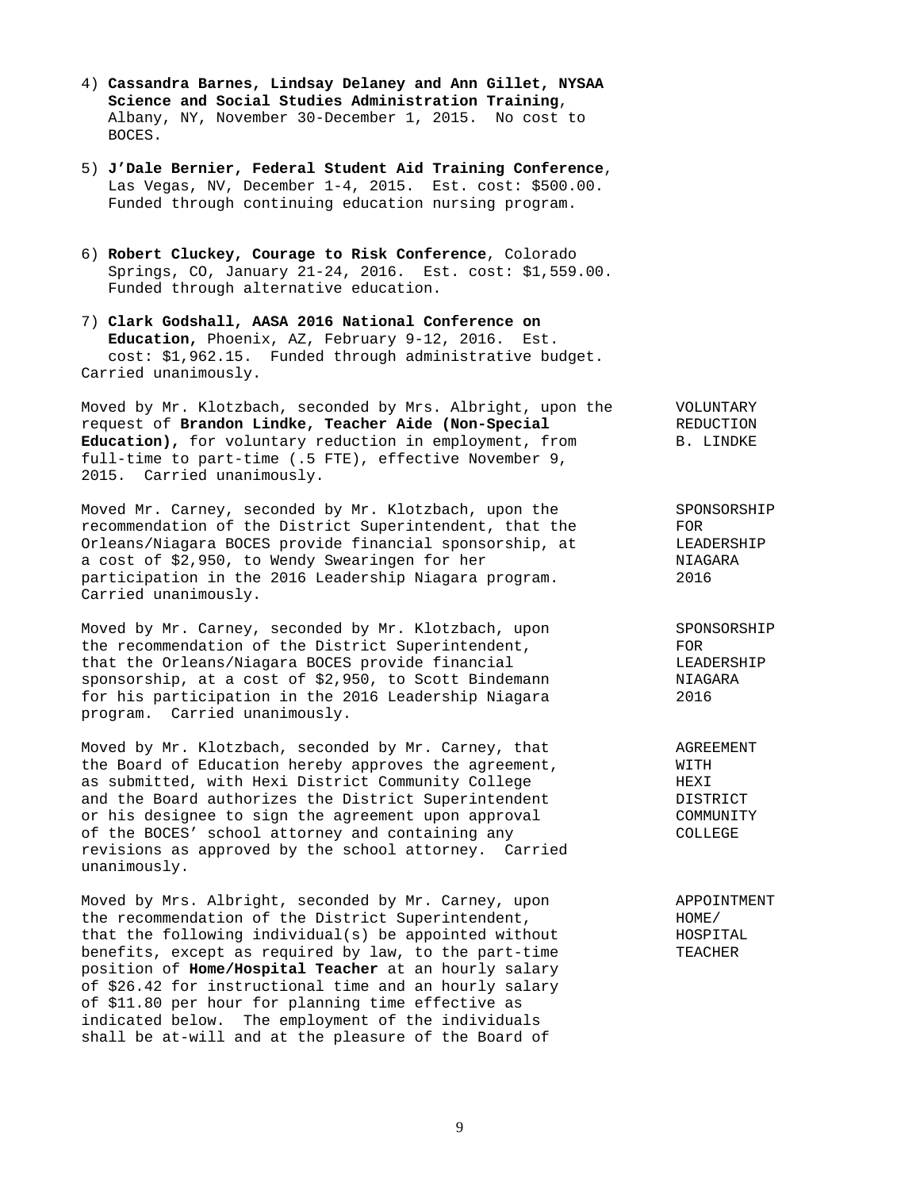4) **Cassandra Barnes, Lindsay Delaney and Ann Gillet, NYSAA Science and Social Studies Administration Training**, Albany, NY, November 30-December 1, 2015. No cost to BOCES.

5) **J'Dale Bernier, Federal Student Aid Training Conference**, Las Vegas, NV, December 1-4, 2015. Est. cost: $500.00. Funded through continuing education nursing program.

6) **Robert Cluckey, Courage to Risk Conference**, Colorado Springs, CO, January 21-24, 2016. Est. cost: $1,559.00. Funded through alternative education.

7) **Clark Godshall, AASA 2016 National Conference on Education,** Phoenix, AZ, February 9-12, 2016. Est. cost: $1,962.15. Funded through administrative budget.

Carried unanimously.

VOLUNTARY REDUCTION B. LINDKE

Moved by Mr. Klotzbach, seconded by Mrs. Albright, upon the request of **Brandon Lindke, Teacher Aide (Non-Special Education),** for voluntary reduction in employment, from full-time to part-time (.5 FTE), effective November 9, 2015. Carried unanimously.

SPONSORSHIP FOR LEADERSHIP NIAGARA 2016

Moved Mr. Carney, seconded by Mr. Klotzbach, upon the recommendation of the District Superintendent, that the Orleans/Niagara BOCES provide financial sponsorship, at a cost of $2,950, to Wendy Swearingen for her participation in the 2016 Leadership Niagara program. Carried unanimously.

SPONSORSHIP FOR LEADERSHIP NIAGARA 2016

Moved by Mr. Carney, seconded by Mr. Klotzbach, upon the recommendation of the District Superintendent, that the Orleans/Niagara BOCES provide financial sponsorship, at a cost of $2,950, to Scott Bindemann for his participation in the 2016 Leadership Niagara program. Carried unanimously.

AGREEMENT WITH HEXI DISTRICT COMMUNITY COLLEGE

Moved by Mr. Klotzbach, seconded by Mr. Carney, that the Board of Education hereby approves the agreement, as submitted, with Hexi District Community College and the Board authorizes the District Superintendent or his designee to sign the agreement upon approval of the BOCES' school attorney and containing any revisions as approved by the school attorney. Carried unanimously.

APPOINTMENT HOME/ HOSPITAL TEACHER

Moved by Mrs. Albright, seconded by Mr. Carney, upon the recommendation of the District Superintendent, that the following individual(s) be appointed without benefits, except as required by law, to the part-time position of **Home/Hospital Teacher** at an hourly salary of $26.42 for instructional time and an hourly salary of $11.80 per hour for planning time effective as indicated below. The employment of the individuals shall be at-will and at the pleasure of the Board of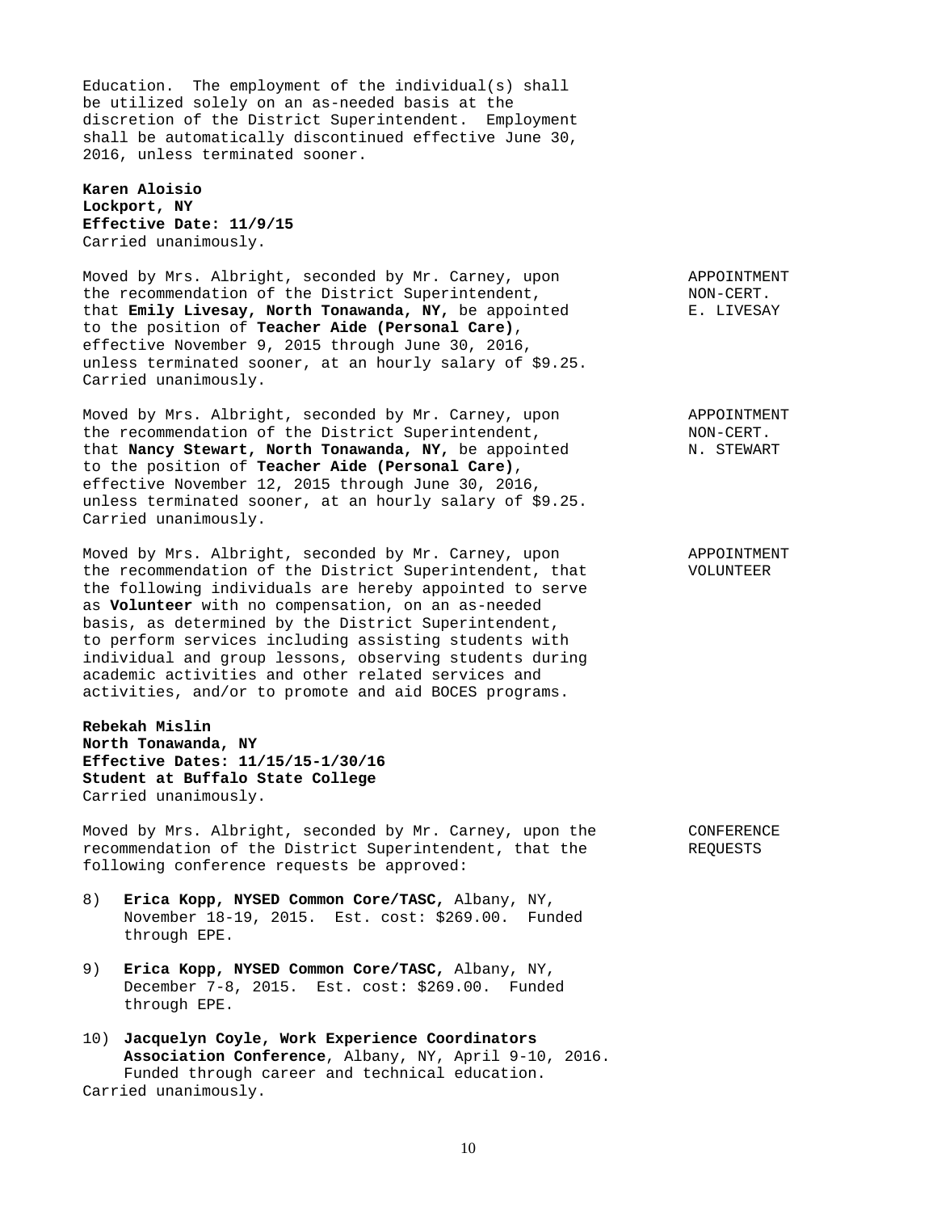Education. The employment of the individual(s) shall be utilized solely on an as-needed basis at the discretion of the District Superintendent. Employment shall be automatically discontinued effective June 30, 2016, unless terminated sooner.

**Karen Aloisio**
**Lockport, NY**
**Effective Date: 11/9/15**
Carried unanimously.

APPOINTMENT NON-CERT. E. LIVESAY

Moved by Mrs. Albright, seconded by Mr. Carney, upon the recommendation of the District Superintendent, that **Emily Livesay, North Tonawanda, NY,** be appointed to the position of **Teacher Aide (Personal Care)**, effective November 9, 2015 through June 30, 2016, unless terminated sooner, at an hourly salary of $9.25. Carried unanimously.

APPOINTMENT NON-CERT. N. STEWART

Moved by Mrs. Albright, seconded by Mr. Carney, upon the recommendation of the District Superintendent, that **Nancy Stewart, North Tonawanda, NY,** be appointed to the position of **Teacher Aide (Personal Care)**, effective November 12, 2015 through June 30, 2016, unless terminated sooner, at an hourly salary of $9.25. Carried unanimously.

APPOINTMENT VOLUNTEER

Moved by Mrs. Albright, seconded by Mr. Carney, upon the recommendation of the District Superintendent, that the following individuals are hereby appointed to serve as **Volunteer** with no compensation, on an as-needed basis, as determined by the District Superintendent, to perform services including assisting students with individual and group lessons, observing students during academic activities and other related services and activities, and/or to promote and aid BOCES programs.

**Rebekah Mislin**
**North Tonawanda, NY**
**Effective Dates: 11/15/15-1/30/16**
**Student at Buffalo State College**
Carried unanimously.

CONFERENCE REQUESTS

Moved by Mrs. Albright, seconded by Mr. Carney, upon the recommendation of the District Superintendent, that the following conference requests be approved:

8) **Erica Kopp, NYSED Common Core/TASC,** Albany, NY, November 18-19, 2015. Est. cost: $269.00. Funded through EPE.

9) **Erica Kopp, NYSED Common Core/TASC,** Albany, NY, December 7-8, 2015. Est. cost: $269.00. Funded through EPE.

10) **Jacquelyn Coyle, Work Experience Coordinators Association Conference**, Albany, NY, April 9-10, 2016. Funded through career and technical education.

Carried unanimously.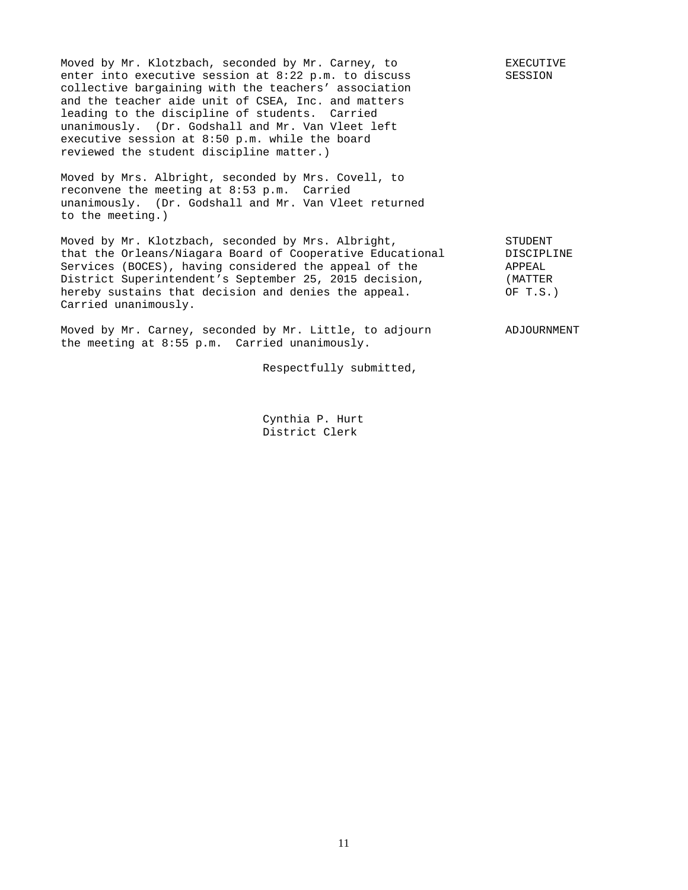Moved by Mr. Klotzbach, seconded by Mr. Carney, to enter into executive session at 8:22 p.m. to discuss collective bargaining with the teachers' association and the teacher aide unit of CSEA, Inc. and matters leading to the discipline of students. Carried unanimously. (Dr. Godshall and Mr. Van Vleet left executive session at 8:50 p.m. while the board reviewed the student discipline matter.) **EXECUTIVE SESSION**

Moved by Mrs. Albright, seconded by Mrs. Covell, to reconvene the meeting at 8:53 p.m. Carried unanimously. (Dr. Godshall and Mr. Van Vleet returned to the meeting.)

Moved by Mr. Klotzbach, seconded by Mrs. Albright, that the Orleans/Niagara Board of Cooperative Educational Services (BOCES), having considered the appeal of the District Superintendent's September 25, 2015 decision, hereby sustains that decision and denies the appeal. Carried unanimously. **STUDENT DISCIPLINE APPEAL (MATTER OF T.S.)**

Moved by Mr. Carney, seconded by Mr. Little, to adjourn the meeting at 8:55 p.m. Carried unanimously. **ADJOURNMENT**

Respectfully submitted,

Cynthia P. Hurt
District Clerk